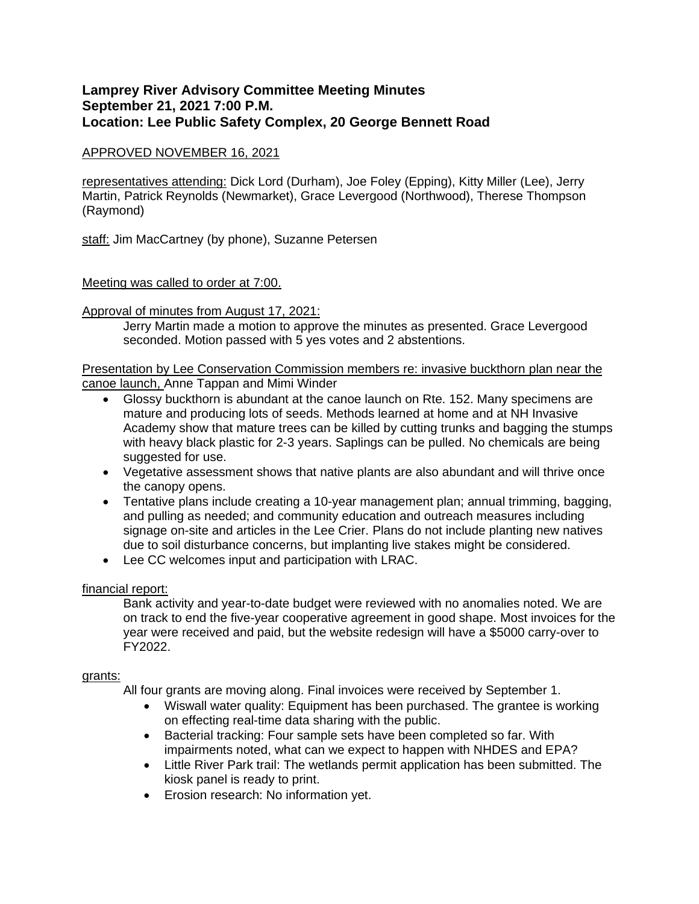**Lamprey River Advisory Committee Meeting Minutes**
**September 21, 2021 7:00 P.M.**
**Location: Lee Public Safety Complex, 20 George Bennett Road**

APPROVED NOVEMBER 16, 2021

representatives attending: Dick Lord (Durham), Joe Foley (Epping), Kitty Miller (Lee), Jerry Martin, Patrick Reynolds (Newmarket), Grace Levergood (Northwood), Therese Thompson (Raymond)

staff: Jim MacCartney (by phone), Suzanne Petersen

Meeting was called to order at 7:00.

Approval of minutes from August 17, 2021:

Jerry Martin made a motion to approve the minutes as presented. Grace Levergood seconded. Motion passed with 5 yes votes and 2 abstentions.

Presentation by Lee Conservation Commission members re: invasive buckthorn plan near the canoe launch, Anne Tappan and Mimi Winder

- Glossy buckthorn is abundant at the canoe launch on Rte. 152. Many specimens are mature and producing lots of seeds. Methods learned at home and at NH Invasive Academy show that mature trees can be killed by cutting trunks and bagging the stumps with heavy black plastic for 2-3 years. Saplings can be pulled. No chemicals are being suggested for use.
- Vegetative assessment shows that native plants are also abundant and will thrive once the canopy opens.
- Tentative plans include creating a 10-year management plan; annual trimming, bagging, and pulling as needed; and community education and outreach measures including signage on-site and articles in the Lee Crier. Plans do not include planting new natives due to soil disturbance concerns, but implanting live stakes might be considered.
- Lee CC welcomes input and participation with LRAC.

financial report:

Bank activity and year-to-date budget were reviewed with no anomalies noted. We are on track to end the five-year cooperative agreement in good shape. Most invoices for the year were received and paid, but the website redesign will have a $5000 carry-over to FY2022.

grants:

All four grants are moving along. Final invoices were received by September 1.

- Wiswall water quality: Equipment has been purchased. The grantee is working on effecting real-time data sharing with the public.
- Bacterial tracking: Four sample sets have been completed so far. With impairments noted, what can we expect to happen with NHDES and EPA?
- Little River Park trail: The wetlands permit application has been submitted. The kiosk panel is ready to print.
- Erosion research: No information yet.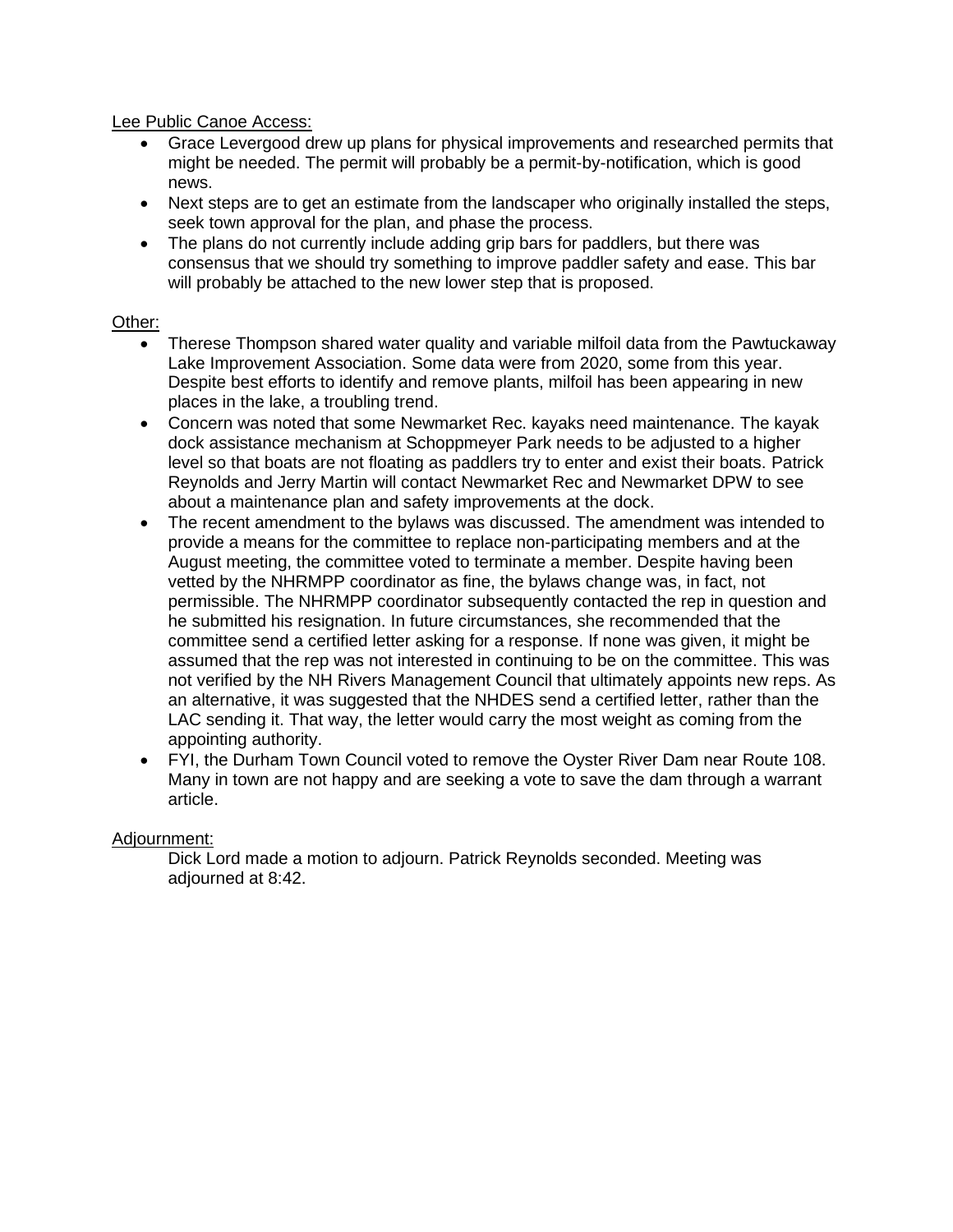Lee Public Canoe Access:

- Grace Levergood drew up plans for physical improvements and researched permits that might be needed. The permit will probably be a permit-by-notification, which is good news.
- Next steps are to get an estimate from the landscaper who originally installed the steps, seek town approval for the plan, and phase the process.
- The plans do not currently include adding grip bars for paddlers, but there was consensus that we should try something to improve paddler safety and ease. This bar will probably be attached to the new lower step that is proposed.

Other:

- Therese Thompson shared water quality and variable milfoil data from the Pawtuckaway Lake Improvement Association. Some data were from 2020, some from this year. Despite best efforts to identify and remove plants, milfoil has been appearing in new places in the lake, a troubling trend.
- Concern was noted that some Newmarket Rec. kayaks need maintenance. The kayak dock assistance mechanism at Schoppmeyer Park needs to be adjusted to a higher level so that boats are not floating as paddlers try to enter and exist their boats. Patrick Reynolds and Jerry Martin will contact Newmarket Rec and Newmarket DPW to see about a maintenance plan and safety improvements at the dock.
- The recent amendment to the bylaws was discussed. The amendment was intended to provide a means for the committee to replace non-participating members and at the August meeting, the committee voted to terminate a member. Despite having been vetted by the NHRMPP coordinator as fine, the bylaws change was, in fact, not permissible. The NHRMPP coordinator subsequently contacted the rep in question and he submitted his resignation. In future circumstances, she recommended that the committee send a certified letter asking for a response. If none was given, it might be assumed that the rep was not interested in continuing to be on the committee. This was not verified by the NH Rivers Management Council that ultimately appoints new reps. As an alternative, it was suggested that the NHDES send a certified letter, rather than the LAC sending it. That way, the letter would carry the most weight as coming from the appointing authority.
- FYI, the Durham Town Council voted to remove the Oyster River Dam near Route 108. Many in town are not happy and are seeking a vote to save the dam through a warrant article.

Adjournment:

Dick Lord made a motion to adjourn. Patrick Reynolds seconded. Meeting was adjourned at 8:42.